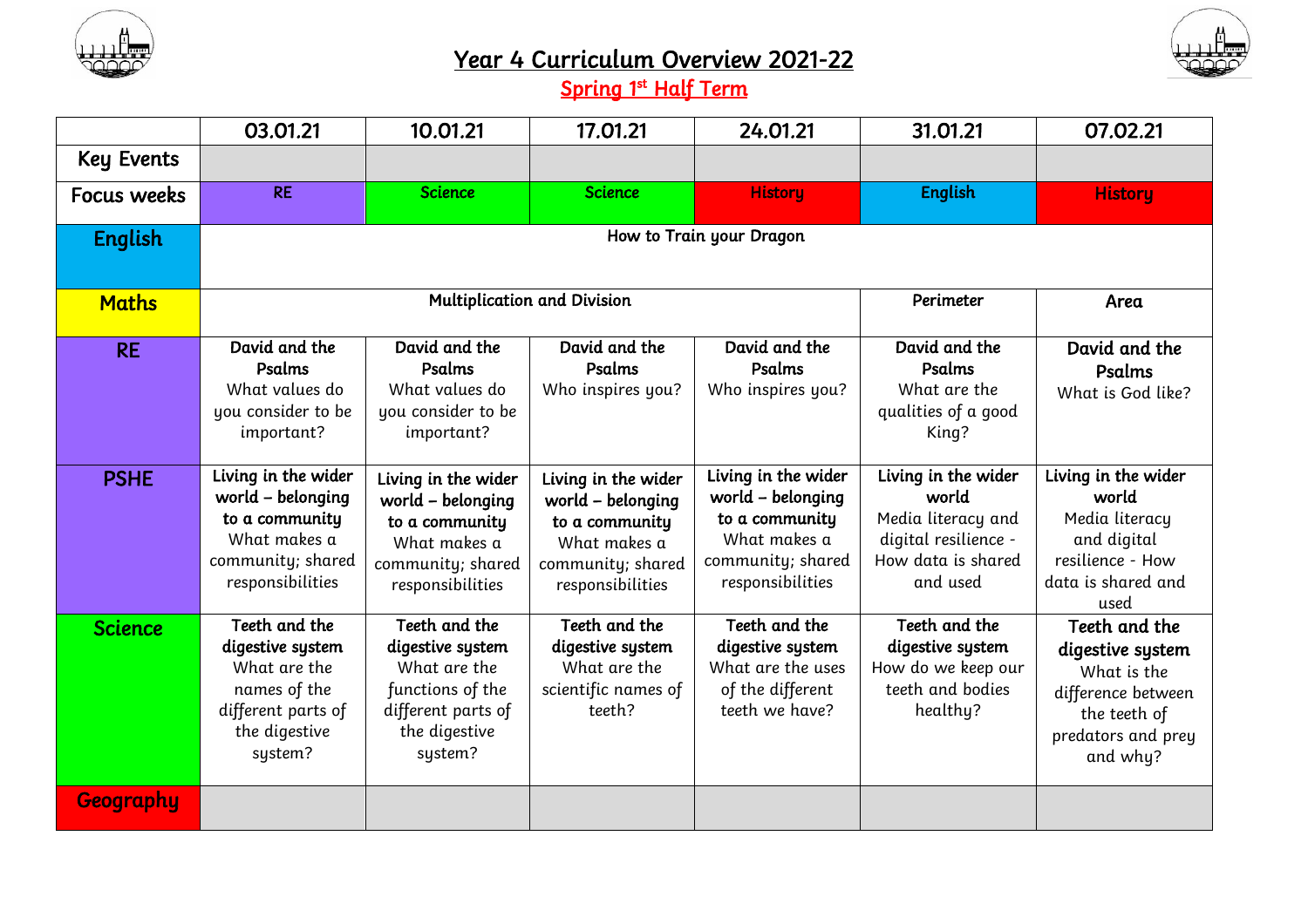# Year 4 Curriculum Overview 2021-22

## Spring 1st Half Term

| | 03.01.21 | 10.01.21 | 17.01.21 | 24.01.21 | 31.01.21 | 07.02.21 |
|---|---|---|---|---|---|---|
| **Key Events** | | | | | | |
| **Focus weeks** | RE | Science | Science | History | English | History |
| **English** | How to Train your Dragon | | | | | |
| **Maths** | Multiplication and Division | | | | Perimeter | Area |
| **RE** | **David and the Psalms** What values do you consider to be important? | **David and the Psalms** What values do you consider to be important? | **David and the Psalms** Who inspires you? | **David and the Psalms** Who inspires you? | **David and the Psalms** What are the qualities of a good King? | **David and the Psalms** What is God like? |
| **PSHE** | **Living in the wider world – belonging to a community** What makes a community; shared responsibilities | **Living in the wider world – belonging to a community** What makes a community; shared responsibilities | **Living in the wider world – belonging to a community** What makes a community; shared responsibilities | **Living in the wider world – belonging to a community** What makes a community; shared responsibilities | **Living in the wider world** Media literacy and digital resilience - How data is shared and used | **Living in the wider world** Media literacy and digital resilience - How data is shared and used |
| **Science** | **Teeth and the digestive system** What are the names of the different parts of the digestive system? | **Teeth and the digestive system** What are the functions of the different parts of the digestive system? | **Teeth and the digestive system** What are the scientific names of teeth? | **Teeth and the digestive system** What are the uses of the different teeth we have? | **Teeth and the digestive system** How do we keep our teeth and bodies healthy? | **Teeth and the digestive system** What is the difference between the teeth of predators and prey and why? |
| **Geography** | | | | | | |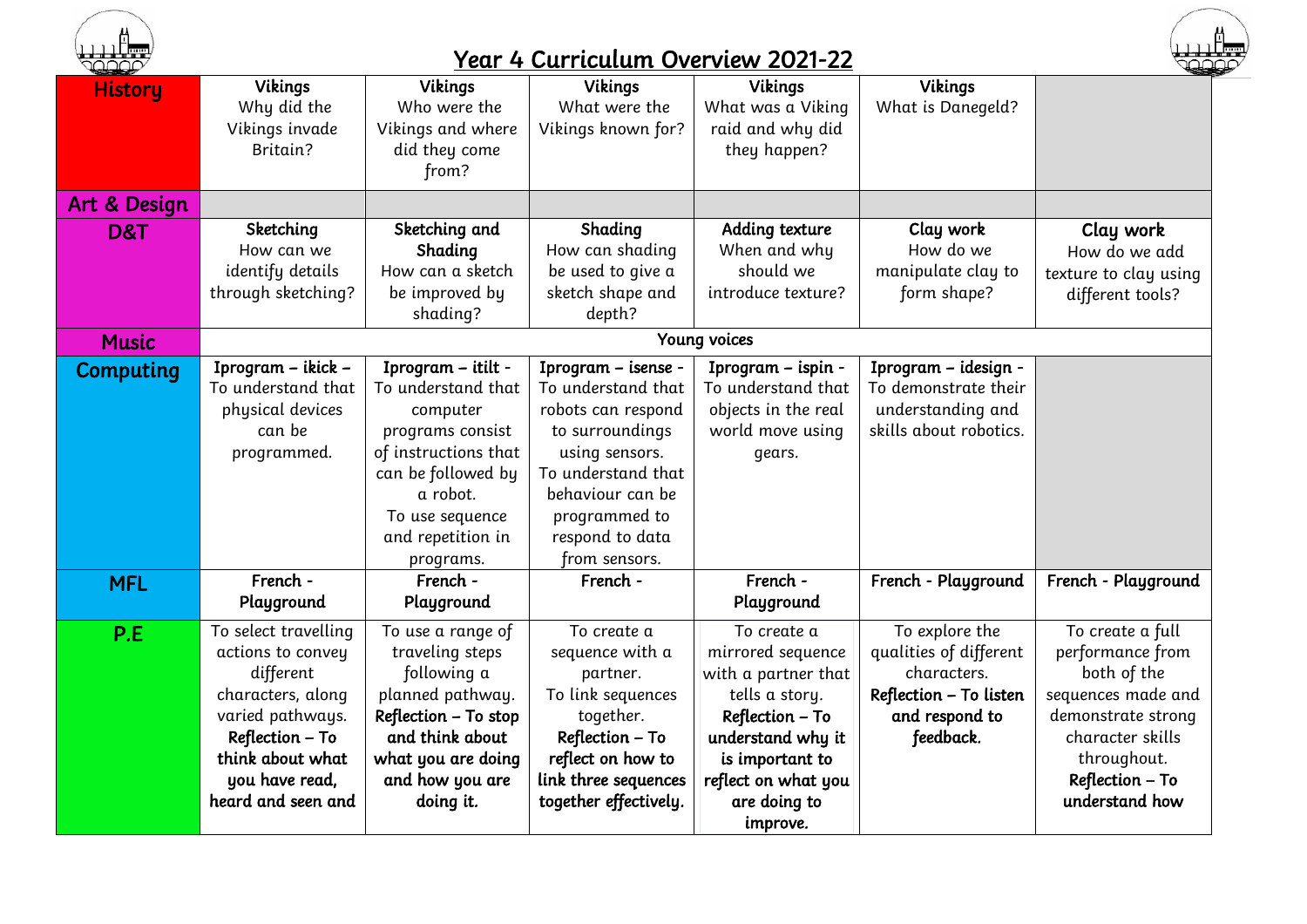# Year 4 Curriculum Overview 2021-22

| | | | | | | |
|---|---|---|---|---|---|---|
| **History** | **Vikings** Why did the Vikings invade Britain? | **Vikings** Who were the Vikings and where did they come from? | **Vikings** What were the Vikings known for? | **Vikings** What was a Viking raid and why did they happen? | **Vikings** What is Danegeld? | |
| **Art & Design** | | | | | | |
| **D&T** | **Sketching** How can we identify details through sketching? | **Sketching and Shading** How can a sketch be improved by shading? | **Shading** How can shading be used to give a sketch shape and depth? | **Adding texture** When and why should we introduce texture? | **Clay work** How do we manipulate clay to form shape? | **Clay work** How do we add texture to clay using different tools? |
| **Music** | Young voices | | | | | |
| **Computing** | **Iprogram – ikick –** To understand that physical devices can be programmed. | **Iprogram – itilt -** To understand that computer programs consist of instructions that can be followed by a robot. To use sequence and repetition in programs. | **Iprogram – isense -** To understand that robots can respond to surroundings using sensors. To understand that behaviour can be programmed to respond to data from sensors. | **Iprogram – ispin -** To understand that objects in the real world move using gears. | **Iprogram – idesign -** To demonstrate their understanding and skills about robotics. | |
| **MFL** | **French - Playground** | **French - Playground** | **French -** | **French - Playground** | **French - Playground** | **French - Playground** |
| **P.E** | To select travelling actions to convey different characters, along varied pathways. **Reflection – To think about what you have read, heard and seen and** | To use a range of traveling steps following a planned pathway. **Reflection – To stop and think about what you are doing and how you are doing it.** | To create a sequence with a partner. To link sequences together. **Reflection – To reflect on how to link three sequences together effectively.** | To create a mirrored sequence with a partner that tells a story. **Reflection – To understand why it is important to reflect on what you are doing to improve.** | To explore the qualities of different characters. **Reflection – To listen and respond to feedback.** | To create a full performance from both of the sequences made and demonstrate strong character skills throughout. **Reflection – To understand how** |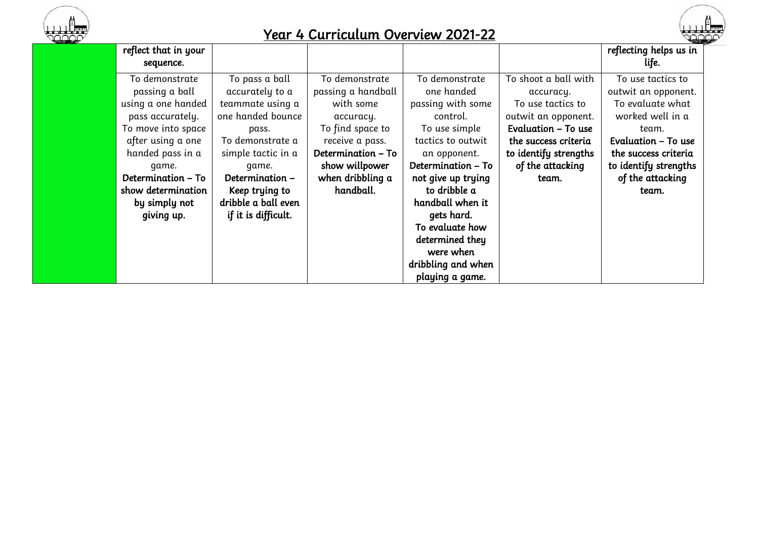# Year 4 Curriculum Overview 2021-22

| | | | | | | |
|---|---|---|---|---|---|---|
| | reflect that in your sequence. | | | | | reflecting helps us in life. |
| | To demonstrate passing a ball using a one handed pass accurately. To move into space after using a one handed pass in a game. **Determination – To show determination by simply not giving up.** | To pass a ball accurately to a teammate using a one handed bounce pass. To demonstrate a simple tactic in a game. **Determination – Keep trying to dribble a ball even if it is difficult.** | To demonstrate passing a handball with some accuracy. To find space to receive a pass. **Determination – To show willpower when dribbling a handball.** | To demonstrate one handed passing with some control. To use simple tactics to outwit an opponent. **Determination – To not give up trying to dribble a handball when it gets hard. To evaluate how determined they were when dribbling and when playing a game.** | To shoot a ball with accuracy. To use tactics to outwit an opponent. **Evaluation – To use the success criteria to identify strengths of the attacking team.** | To use tactics to outwit an opponent. To evaluate what worked well in a team. **Evaluation – To use the success criteria to identify strengths of the attacking team.** |